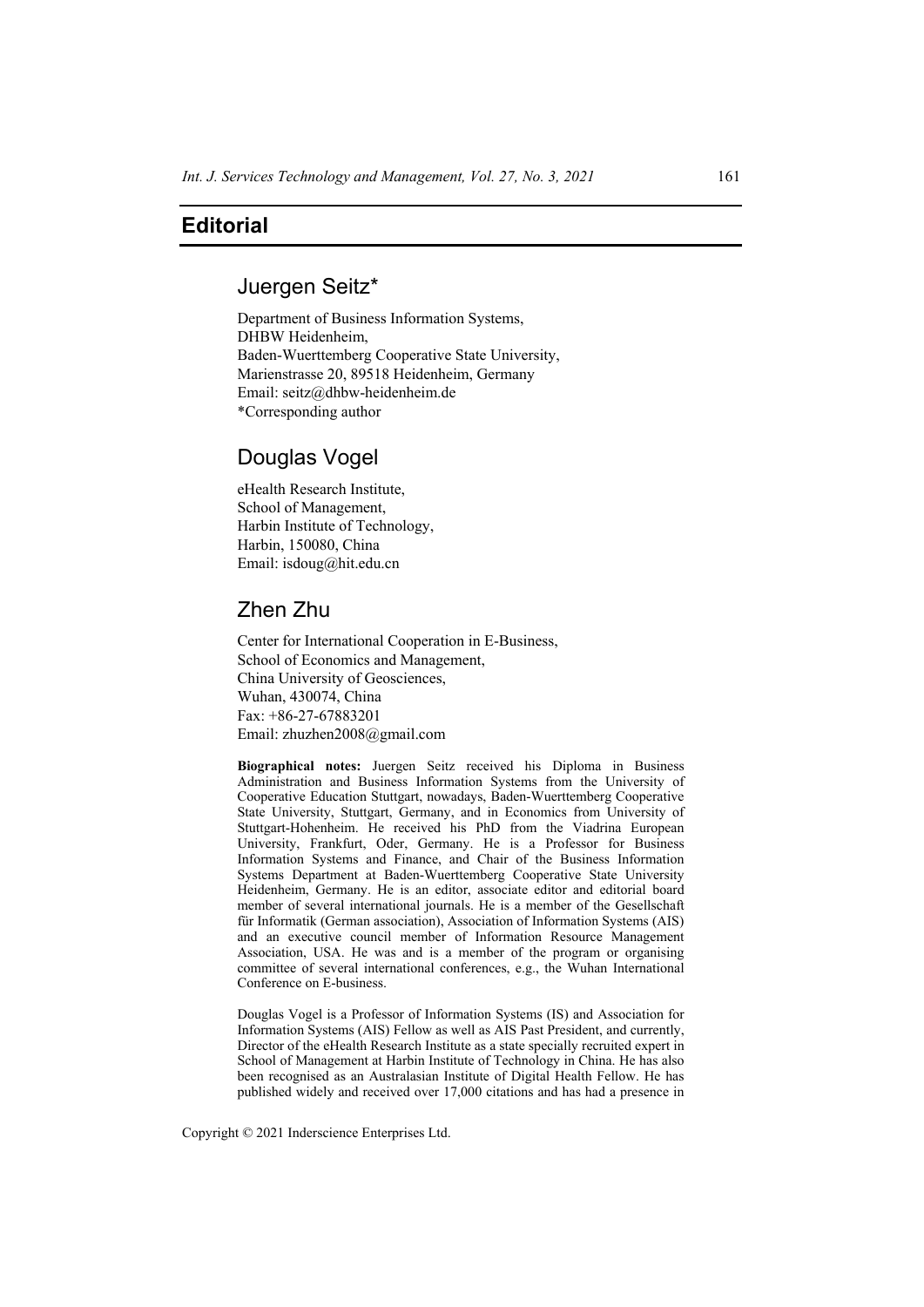# Editorial

## Juergen Seitz*

Department of Business Information Systems,
DHBW Heidenheim,
Baden-Wuerttemberg Cooperative State University,
Marienstrasse 20, 89518 Heidenheim, Germany
Email: seitz@dhbw-heidenheim.de
*Corresponding author

## Douglas Vogel

eHealth Research Institute,
School of Management,
Harbin Institute of Technology,
Harbin, 150080, China
Email: isdoug@hit.edu.cn

## Zhen Zhu

Center for International Cooperation in E-Business,
School of Economics and Management,
China University of Geosciences,
Wuhan, 430074, China
Fax: +86-27-67883201
Email: zhuzhen2008@gmail.com

**Biographical notes:** Juergen Seitz received his Diploma in Business Administration and Business Information Systems from the University of Cooperative Education Stuttgart, nowadays, Baden-Wuerttemberg Cooperative State University, Stuttgart, Germany, and in Economics from University of Stuttgart-Hohenheim. He received his PhD from the Viadrina European University, Frankfurt, Oder, Germany. He is a Professor for Business Information Systems and Finance, and Chair of the Business Information Systems Department at Baden-Wuerttemberg Cooperative State University Heidenheim, Germany. He is an editor, associate editor and editorial board member of several international journals. He is a member of the Gesellschaft für Informatik (German association), Association of Information Systems (AIS) and an executive council member of Information Resource Management Association, USA. He was and is a member of the program or organising committee of several international conferences, e.g., the Wuhan International Conference on E-business.

Douglas Vogel is a Professor of Information Systems (IS) and Association for Information Systems (AIS) Fellow as well as AIS Past President, and currently, Director of the eHealth Research Institute as a state specially recruited expert in School of Management at Harbin Institute of Technology in China. He has also been recognised as an Australasian Institute of Digital Health Fellow. He has published widely and received over 17,000 citations and has had a presence in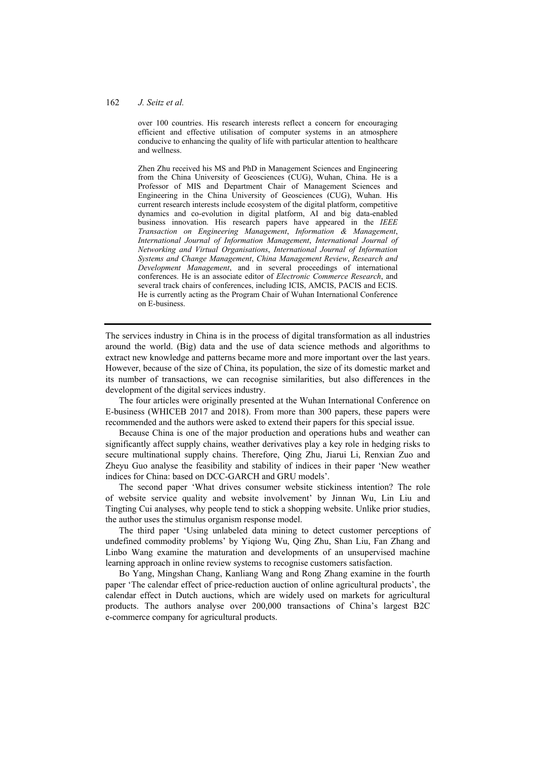over 100 countries. His research interests reflect a concern for encouraging efficient and effective utilisation of computer systems in an atmosphere conducive to enhancing the quality of life with particular attention to healthcare and wellness.

Zhen Zhu received his MS and PhD in Management Sciences and Engineering from the China University of Geosciences (CUG), Wuhan, China. He is a Professor of MIS and Department Chair of Management Sciences and Engineering in the China University of Geosciences (CUG), Wuhan. His current research interests include ecosystem of the digital platform, competitive dynamics and co-evolution in digital platform, AI and big data-enabled business innovation. His research papers have appeared in the *IEEE Transaction on Engineering Management*, *Information & Management*, *International Journal of Information Management*, *International Journal of Networking and Virtual Organisations*, *International Journal of Information Systems and Change Management*, *China Management Review*, *Research and Development Management*, and in several proceedings of international conferences. He is an associate editor of *Electronic Commerce Research*, and several track chairs of conferences, including ICIS, AMCIS, PACIS and ECIS. He is currently acting as the Program Chair of Wuhan International Conference on E-business.

---

The services industry in China is in the process of digital transformation as all industries around the world. (Big) data and the use of data science methods and algorithms to extract new knowledge and patterns became more and more important over the last years. However, because of the size of China, its population, the size of its domestic market and its number of transactions, we can recognise similarities, but also differences in the development of the digital services industry.

The four articles were originally presented at the Wuhan International Conference on E-business (WHICEB 2017 and 2018). From more than 300 papers, these papers were recommended and the authors were asked to extend their papers for this special issue.

Because China is one of the major production and operations hubs and weather can significantly affect supply chains, weather derivatives play a key role in hedging risks to secure multinational supply chains. Therefore, Qing Zhu, Jiarui Li, Renxian Zuo and Zheyu Guo analyse the feasibility and stability of indices in their paper 'New weather indices for China: based on DCC-GARCH and GRU models'.

The second paper 'What drives consumer website stickiness intention? The role of website service quality and website involvement' by Jinnan Wu, Lin Liu and Tingting Cui analyses, why people tend to stick a shopping website. Unlike prior studies, the author uses the stimulus organism response model.

The third paper 'Using unlabeled data mining to detect customer perceptions of undefined commodity problems' by Yiqiong Wu, Qing Zhu, Shan Liu, Fan Zhang and Linbo Wang examine the maturation and developments of an unsupervised machine learning approach in online review systems to recognise customers satisfaction.

Bo Yang, Mingshan Chang, Kanliang Wang and Rong Zhang examine in the fourth paper 'The calendar effect of price-reduction auction of online agricultural products', the calendar effect in Dutch auctions, which are widely used on markets for agricultural products. The authors analyse over 200,000 transactions of China's largest B2C e-commerce company for agricultural products.